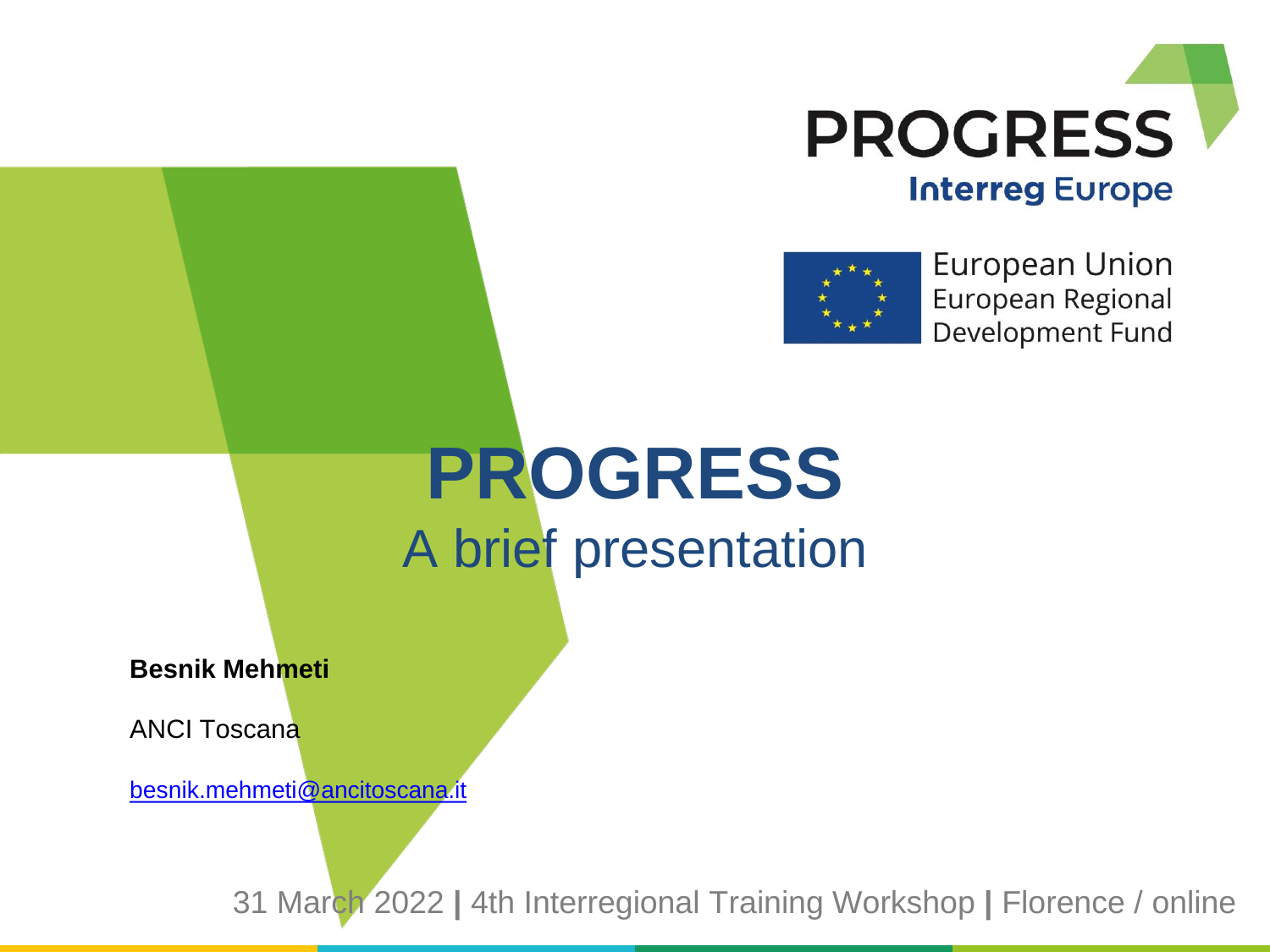PROGRESS

Interreg Europe

European Union
European Regional
Development Fund

# PROGRESS

## A brief presentation

**Besnik Mehmeti**

ANCI Toscana

besnik.mehmeti@ancitoscana.it

31 March 2022 | 4th Interregional Training Workshop | Florence / online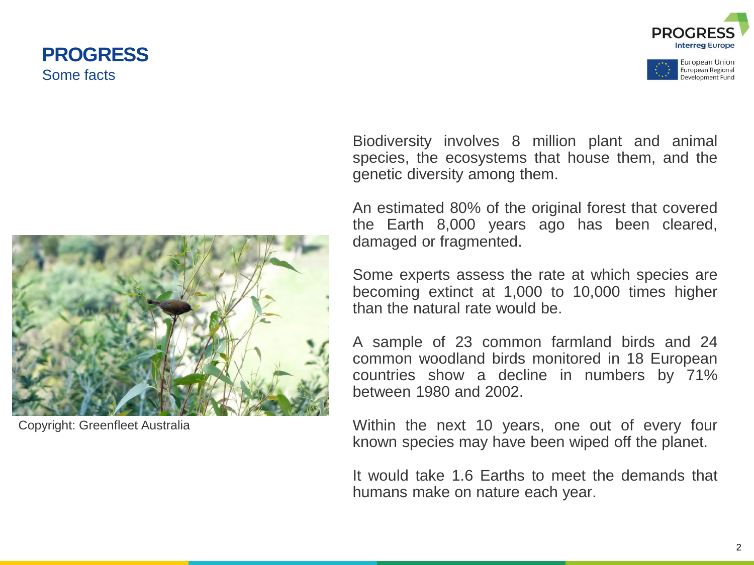# PROGRESS

## Some facts

Copyright: Greenfleet Australia

Biodiversity involves 8 million plant and animal species, the ecosystems that house them, and the genetic diversity among them.

An estimated 80% of the original forest that covered the Earth 8,000 years ago has been cleared, damaged or fragmented.

Some experts assess the rate at which species are becoming extinct at 1,000 to 10,000 times higher than the natural rate would be.

A sample of 23 common farmland birds and 24 common woodland birds monitored in 18 European countries show a decline in numbers by 71% between 1980 and 2002.

Within the next 10 years, one out of every four known species may have been wiped off the planet.

It would take 1.6 Earths to meet the demands that humans make on nature each year.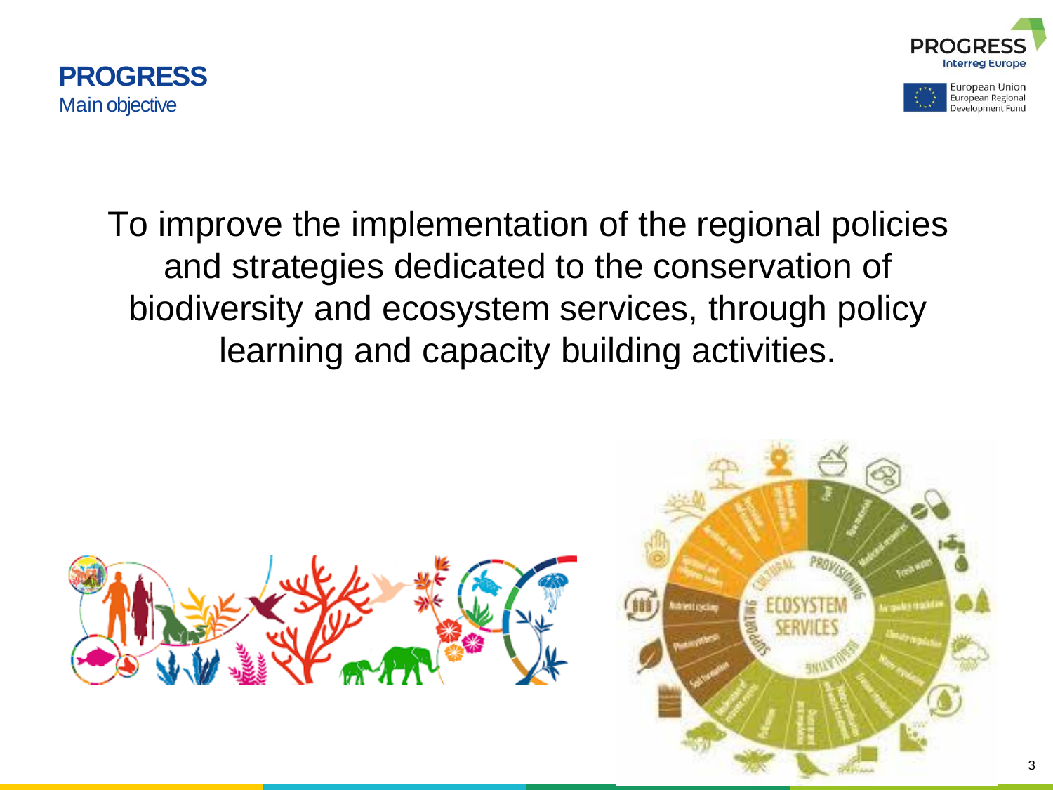# PROGRESS

## Main objective

To improve the implementation of the regional policies and strategies dedicated to the conservation of biodiversity and ecosystem services, through policy learning and capacity building activities.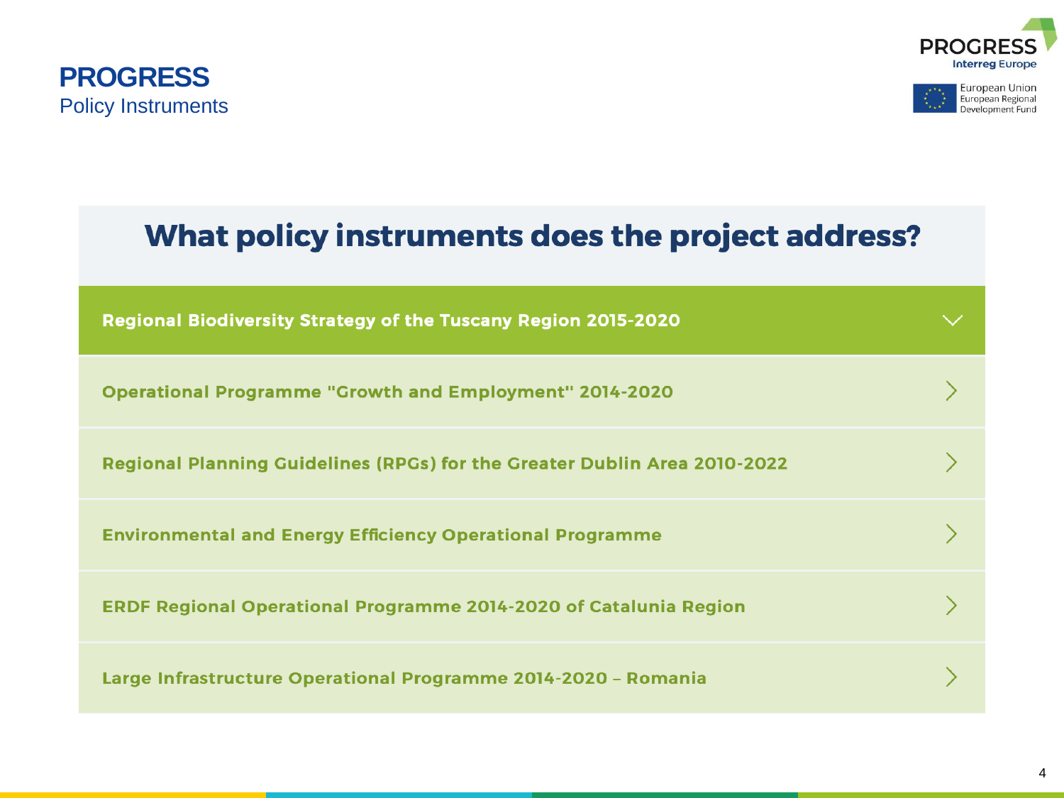# PROGRESS
Policy Instruments

## What policy instruments does the project address?

- **Regional Biodiversity Strategy of the Tuscany Region 2015-2020**
- **Operational Programme "Growth and Employment" 2014-2020**
- **Regional Planning Guidelines (RPGs) for the Greater Dublin Area 2010-2022**
- **Environmental and Energy Efficiency Operational Programme**
- **ERDF Regional Operational Programme 2014-2020 of Catalunia Region**
- **Large Infrastructure Operational Programme 2014-2020 – Romania**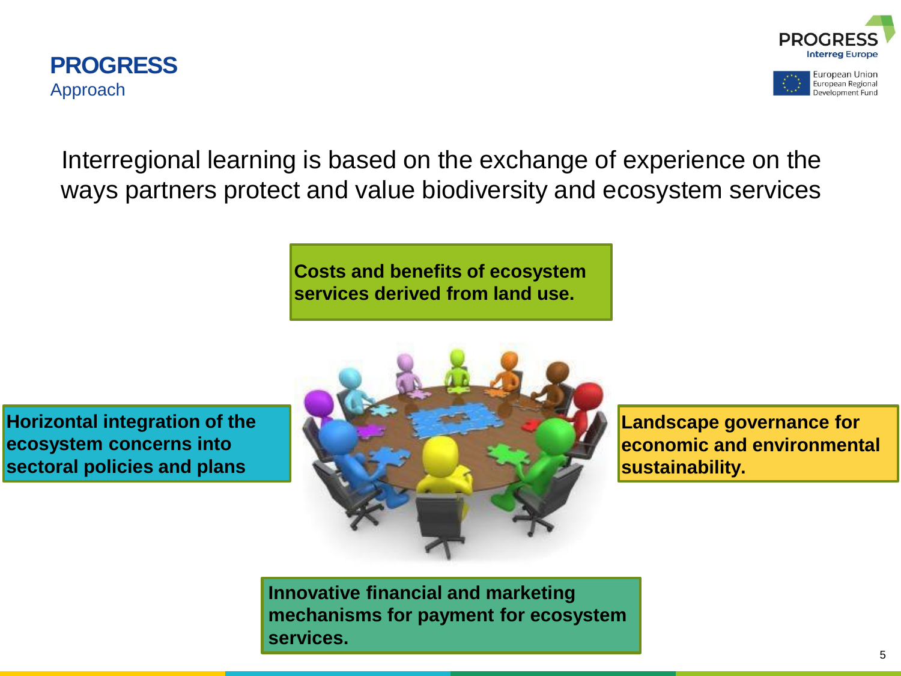# PROGRESS

## Approach

Interregional learning is based on the exchange of experience on the ways partners protect and value biodiversity and ecosystem services

**Costs and benefits of ecosystem services derived from land use.**

**Horizontal integration of the ecosystem concerns into sectoral policies and plans**

**Landscape governance for economic and environmental sustainability.**

**Innovative financial and marketing mechanisms for payment for ecosystem services.**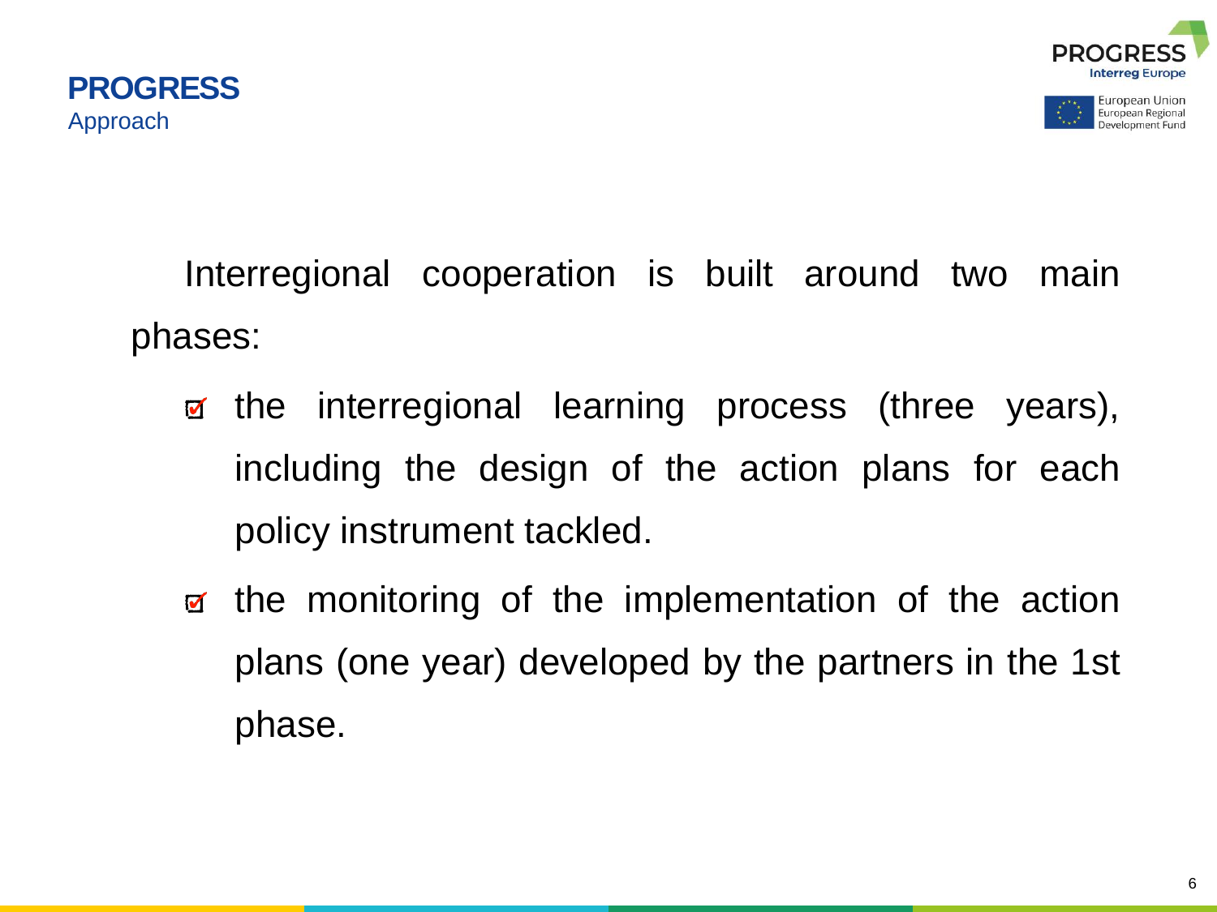# PROGRESS

## Approach

Interregional cooperation is built around two main phases:

- the interregional learning process (three years), including the design of the action plans for each policy instrument tackled.
- the monitoring of the implementation of the action plans (one year) developed by the partners in the 1st phase.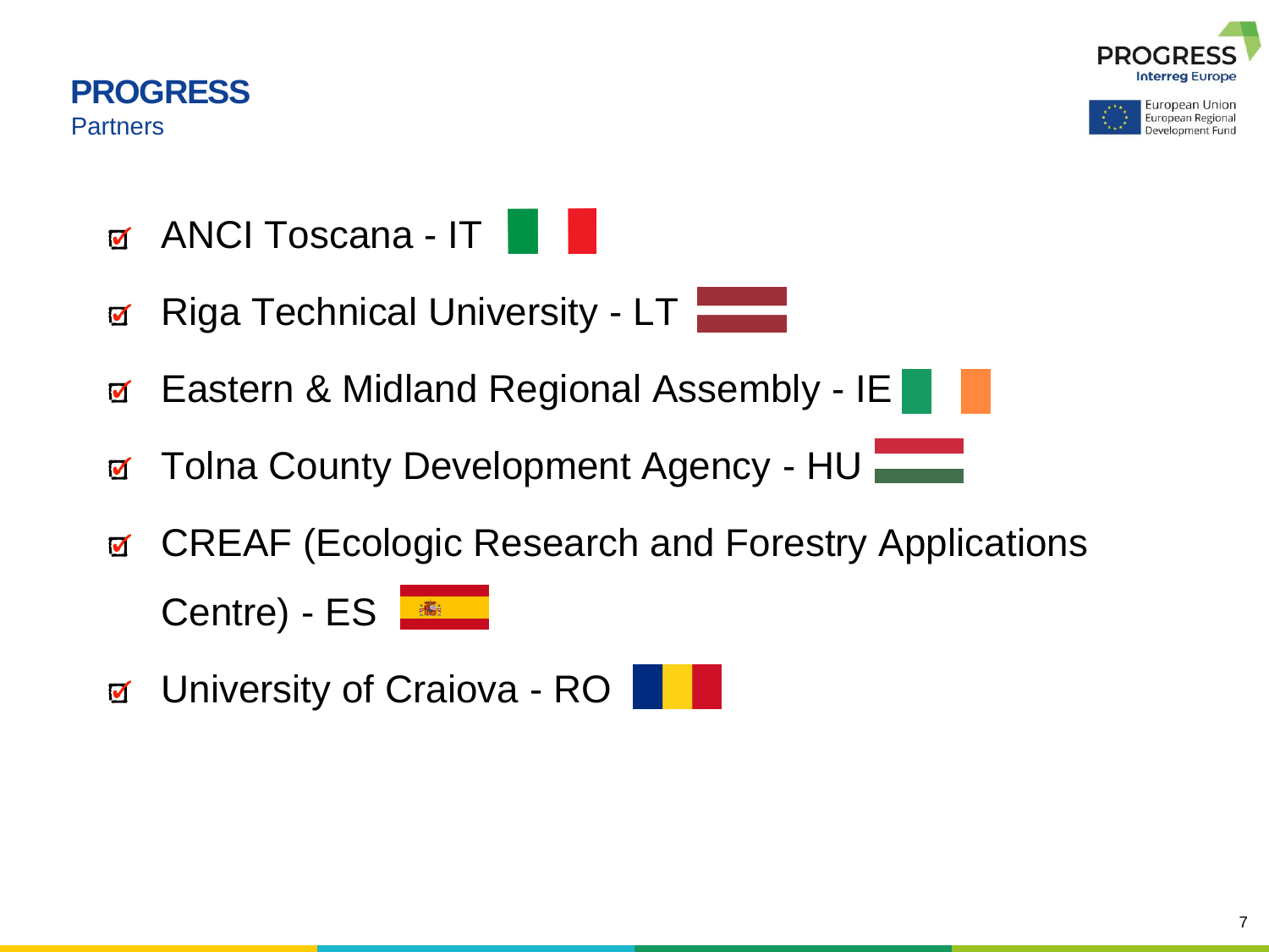# PROGRESS

Partners

- ANCI Toscana - IT
- Riga Technical University - LT
- Eastern & Midland Regional Assembly - IE
- Tolna County Development Agency - HU
- CREAF (Ecologic Research and Forestry Applications Centre) - ES
- University of Craiova - RO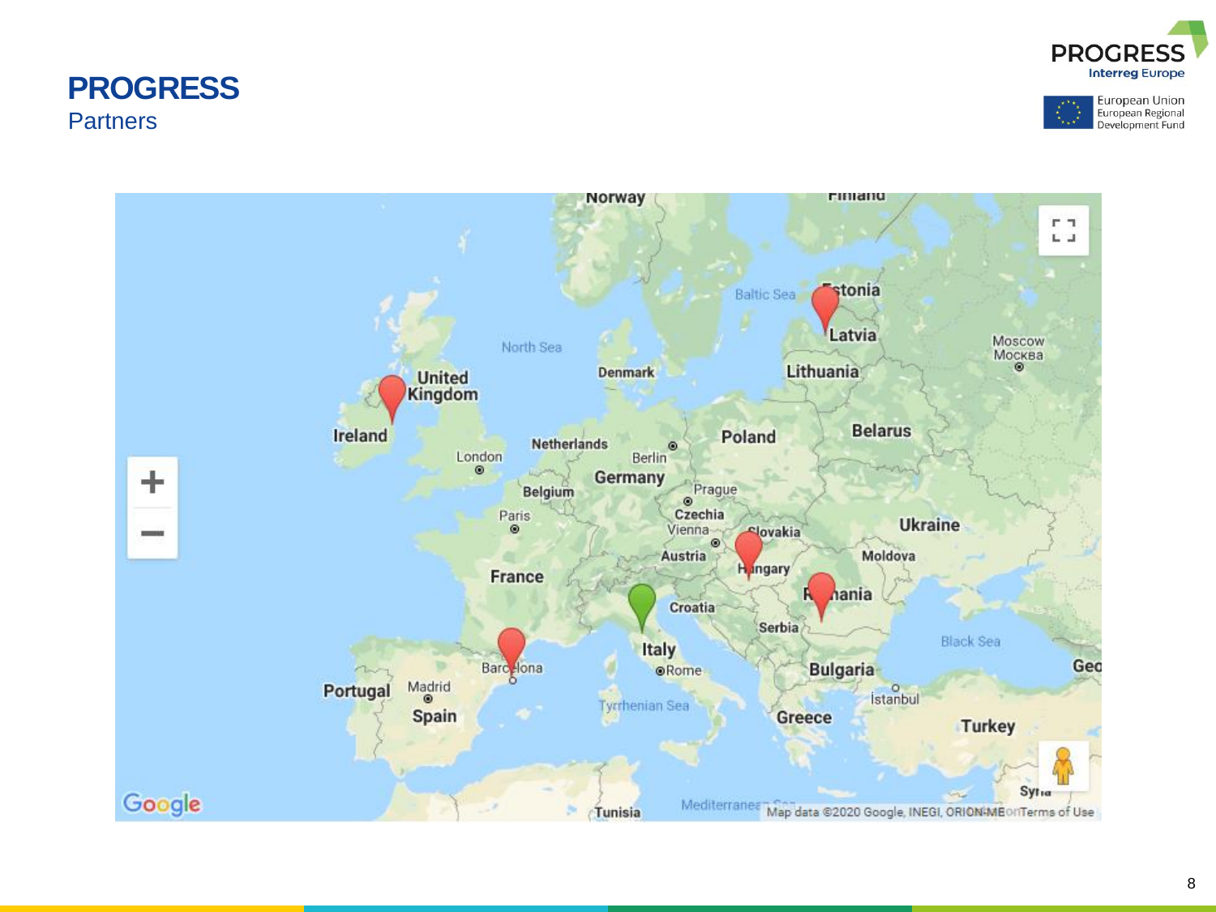# PROGRESS

## Partners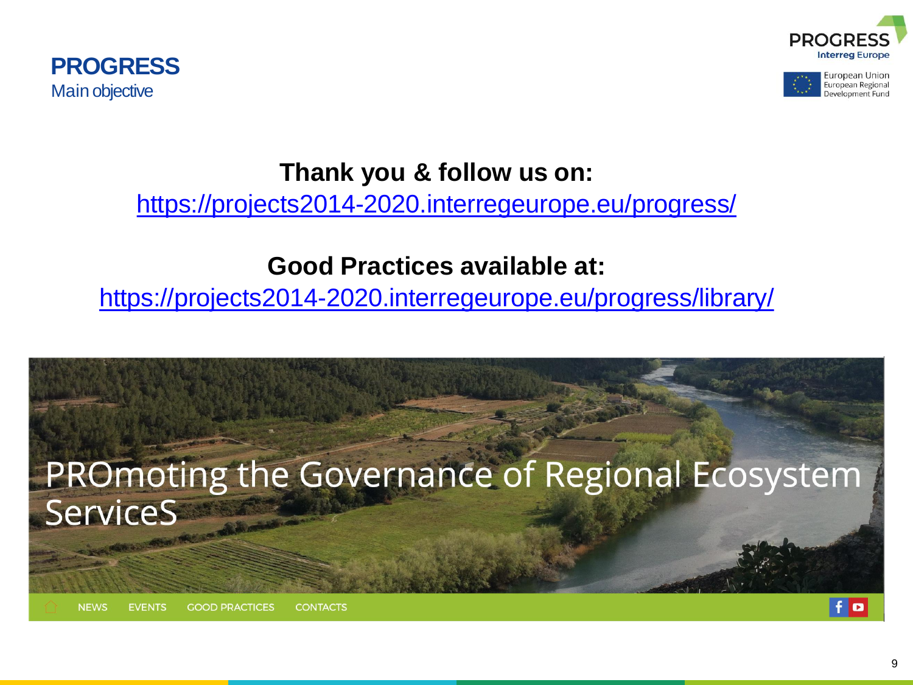# PROGRESS

Main objective

**Thank you & follow us on:**

https://projects2014-2020.interregeurope.eu/progress/

**Good Practices available at:**

https://projects2014-2020.interregeurope.eu/progress/library/

PROmoting the Governance of Regional Ecosystem ServiceS

NEWS EVENTS GOOD PRACTICES CONTACTS